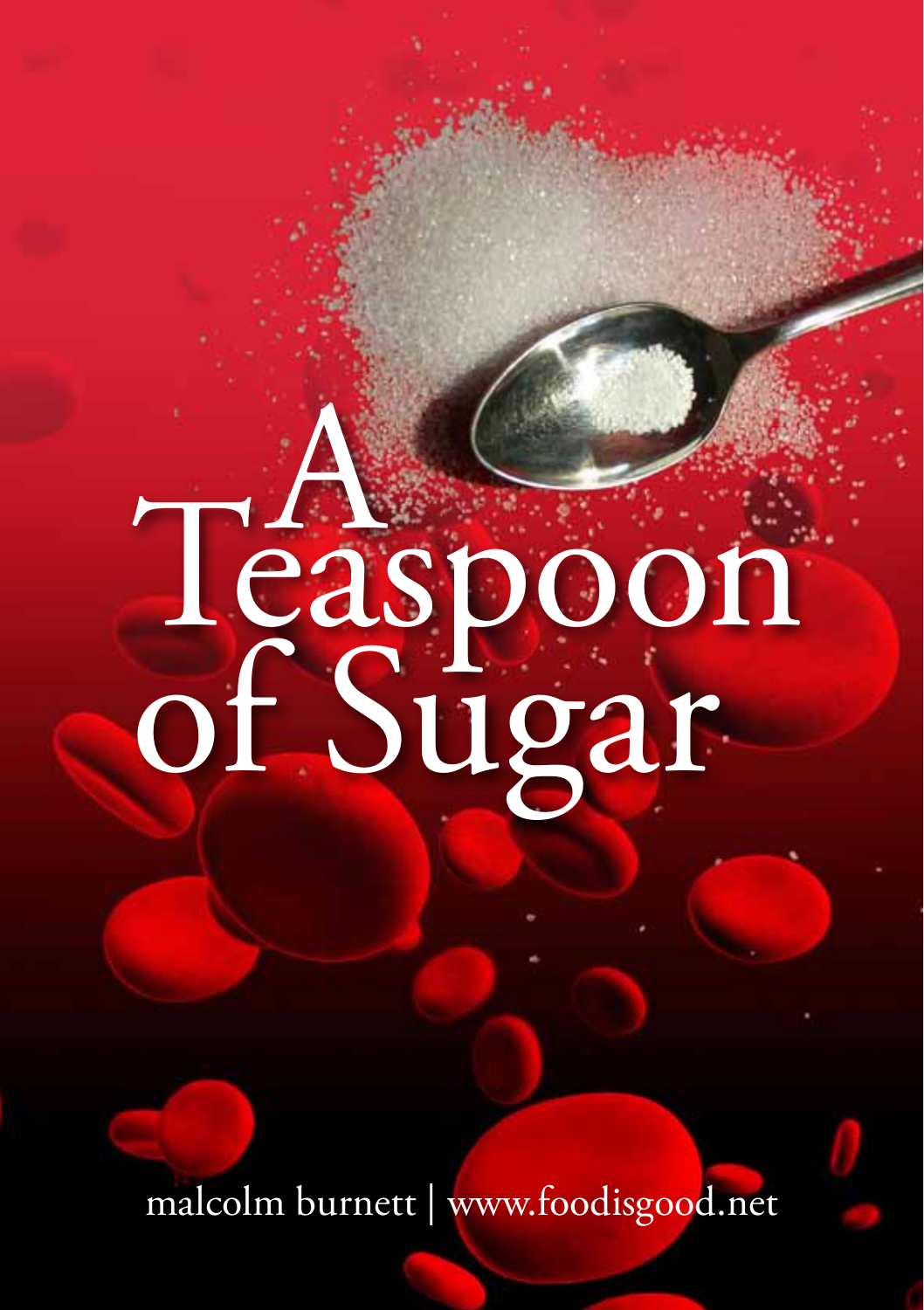# A Teaspoon of Sugar

malcolm burnett | www.foodisgood.net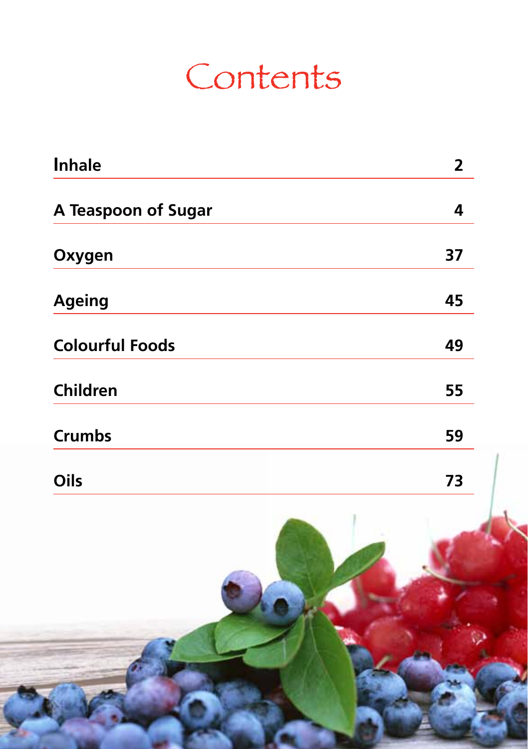# Contents

| | |
|---|---|
| **Inhale** | **2** |
| **A Teaspoon of Sugar** | **4** |
| **Oxygen** | **37** |
| **Ageing** | **45** |
| **Colourful Foods** | **49** |
| **Children** | **55** |
| **Crumbs** | **59** |
| **Oils** | **73** |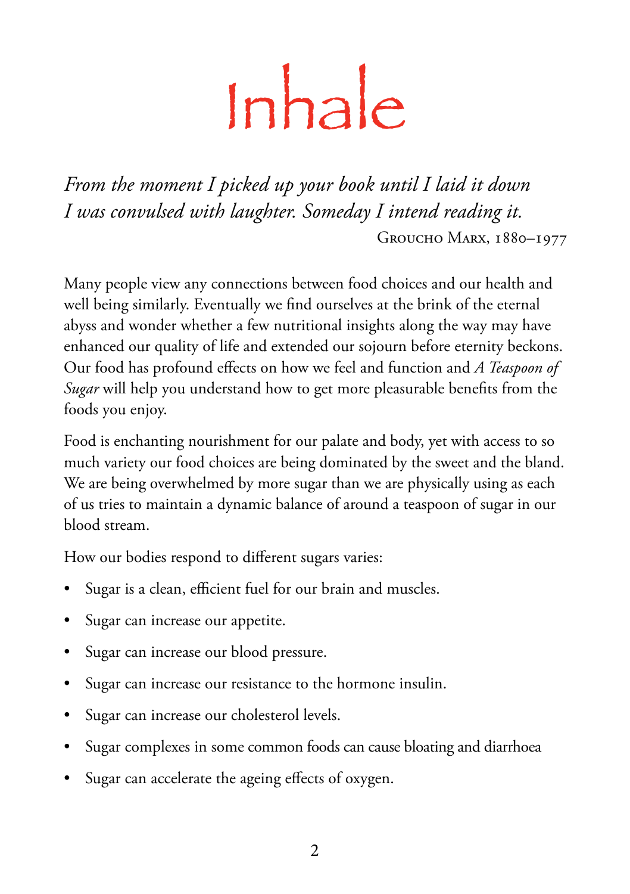# Inhale

*From the moment I picked up your book until I laid it down I was convulsed with laughter. Someday I intend reading it.*

Groucho Marx, 1880–1977

Many people view any connections between food choices and our health and well being similarly. Eventually we find ourselves at the brink of the eternal abyss and wonder whether a few nutritional insights along the way may have enhanced our quality of life and extended our sojourn before eternity beckons. Our food has profound effects on how we feel and function and *A Teaspoon of Sugar* will help you understand how to get more pleasurable benefits from the foods you enjoy.

Food is enchanting nourishment for our palate and body, yet with access to so much variety our food choices are being dominated by the sweet and the bland. We are being overwhelmed by more sugar than we are physically using as each of us tries to maintain a dynamic balance of around a teaspoon of sugar in our blood stream.

How our bodies respond to different sugars varies:

- Sugar is a clean, efficient fuel for our brain and muscles.
- Sugar can increase our appetite.
- Sugar can increase our blood pressure.
- Sugar can increase our resistance to the hormone insulin.
- Sugar can increase our cholesterol levels.
- Sugar complexes in some common foods can cause bloating and diarrhoea
- Sugar can accelerate the ageing effects of oxygen.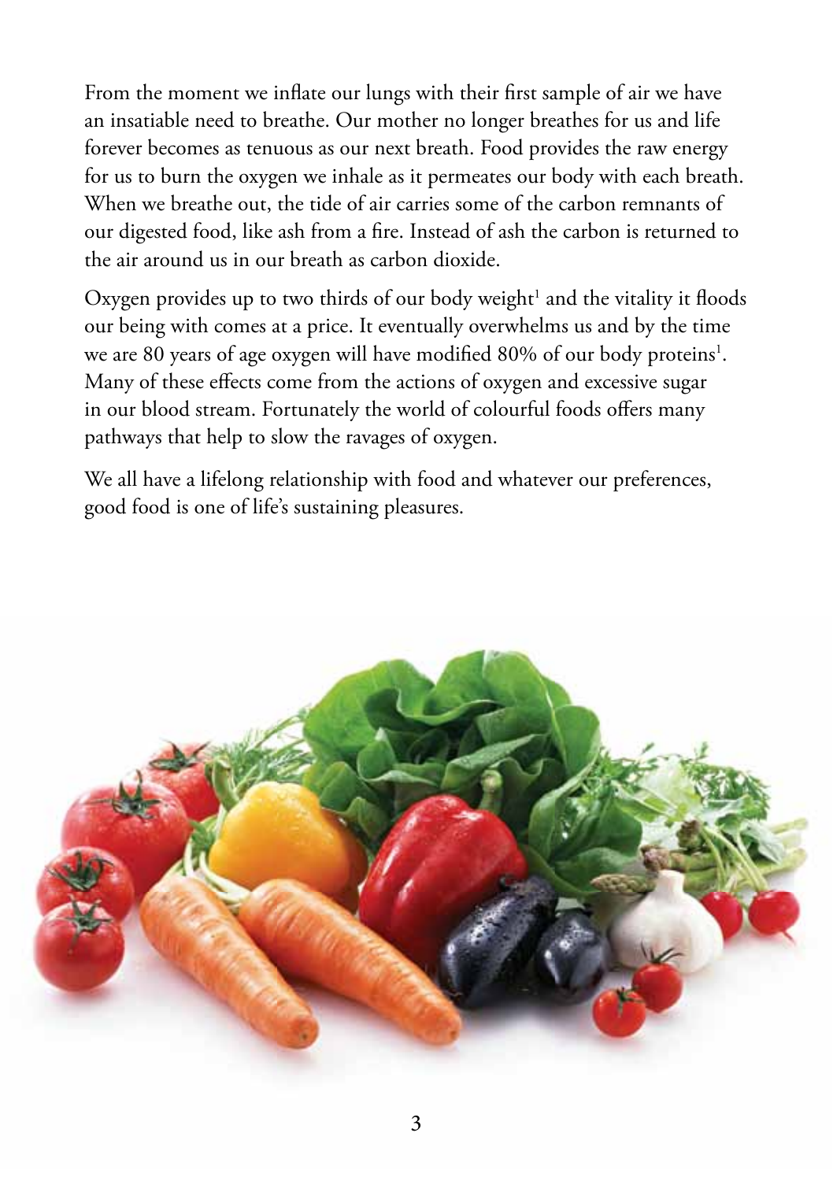From the moment we inflate our lungs with their first sample of air we have an insatiable need to breathe. Our mother no longer breathes for us and life forever becomes as tenuous as our next breath. Food provides the raw energy for us to burn the oxygen we inhale as it permeates our body with each breath. When we breathe out, the tide of air carries some of the carbon remnants of our digested food, like ash from a fire. Instead of ash the carbon is returned to the air around us in our breath as carbon dioxide.

Oxygen provides up to two thirds of our body weight[1] and the vitality it floods our being with comes at a price. It eventually overwhelms us and by the time we are 80 years of age oxygen will have modified 80% of our body proteins[1]. Many of these effects come from the actions of oxygen and excessive sugar in our blood stream. Fortunately the world of colourful foods offers many pathways that help to slow the ravages of oxygen.

We all have a lifelong relationship with food and whatever our preferences, good food is one of life's sustaining pleasures.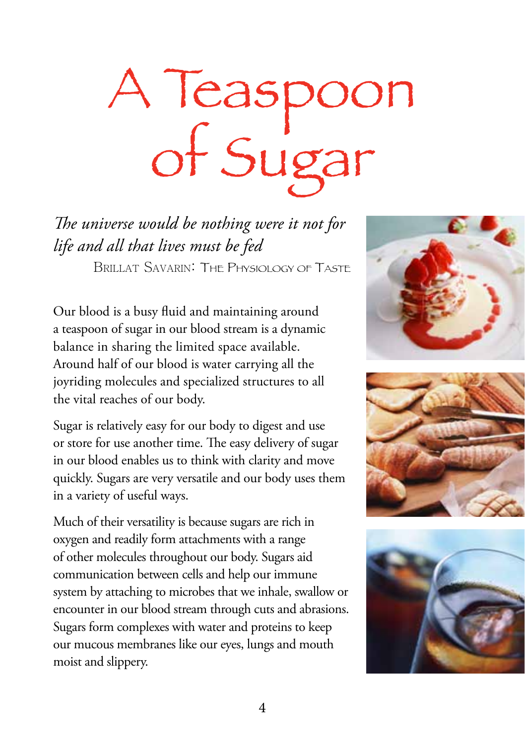# A Teaspoon of Sugar

*The universe would be nothing were it not for life and all that lives must be fed*

Brillat Savarin: The Physiology of Taste

Our blood is a busy fluid and maintaining around a teaspoon of sugar in our blood stream is a dynamic balance in sharing the limited space available. Around half of our blood is water carrying all the joyriding molecules and specialized structures to all the vital reaches of our body.

Sugar is relatively easy for our body to digest and use or store for use another time. The easy delivery of sugar in our blood enables us to think with clarity and move quickly. Sugars are very versatile and our body uses them in a variety of useful ways.

Much of their versatility is because sugars are rich in oxygen and readily form attachments with a range of other molecules throughout our body. Sugars aid communication between cells and help our immune system by attaching to microbes that we inhale, swallow or encounter in our blood stream through cuts and abrasions. Sugars form complexes with water and proteins to keep our mucous membranes like our eyes, lungs and mouth moist and slippery.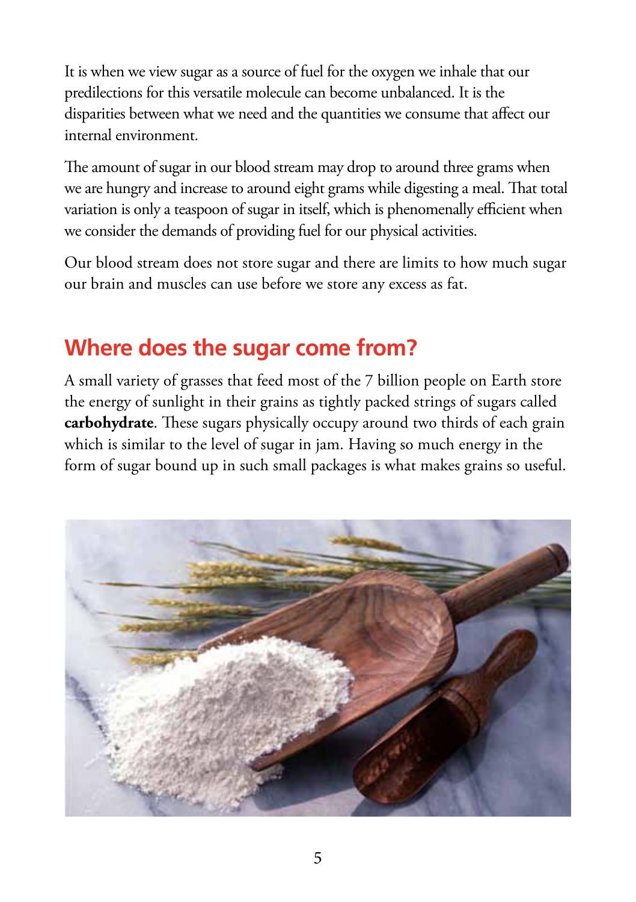It is when we view sugar as a source of fuel for the oxygen we inhale that our predilections for this versatile molecule can become unbalanced. It is the disparities between what we need and the quantities we consume that affect our internal environment.

The amount of sugar in our blood stream may drop to around three grams when we are hungry and increase to around eight grams while digesting a meal. That total variation is only a teaspoon of sugar in itself, which is phenomenally efficient when we consider the demands of providing fuel for our physical activities.

Our blood stream does not store sugar and there are limits to how much sugar our brain and muscles can use before we store any excess as fat.

## Where does the sugar come from?

A small variety of grasses that feed most of the 7 billion people on Earth store the energy of sunlight in their grains as tightly packed strings of sugars called **carbohydrate**. These sugars physically occupy around two thirds of each grain which is similar to the level of sugar in jam. Having so much energy in the form of sugar bound up in such small packages is what makes grains so useful.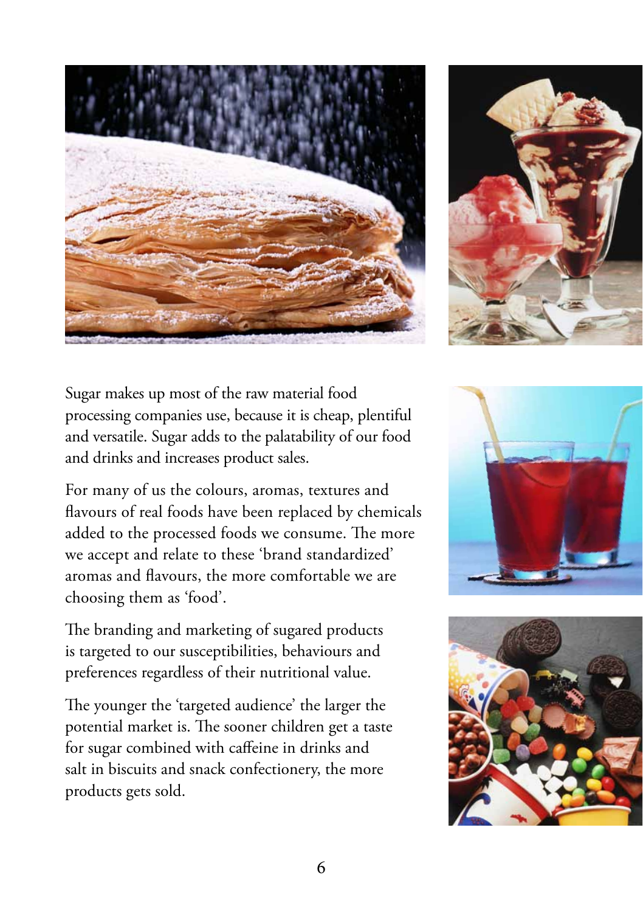Sugar makes up most of the raw material food processing companies use, because it is cheap, plentiful and versatile. Sugar adds to the palatability of our food and drinks and increases product sales.

For many of us the colours, aromas, textures and flavours of real foods have been replaced by chemicals added to the processed foods we consume. The more we accept and relate to these 'brand standardized' aromas and flavours, the more comfortable we are choosing them as 'food'.

The branding and marketing of sugared products is targeted to our susceptibilities, behaviours and preferences regardless of their nutritional value.

The younger the 'targeted audience' the larger the potential market is. The sooner children get a taste for sugar combined with caffeine in drinks and salt in biscuits and snack confectionery, the more products gets sold.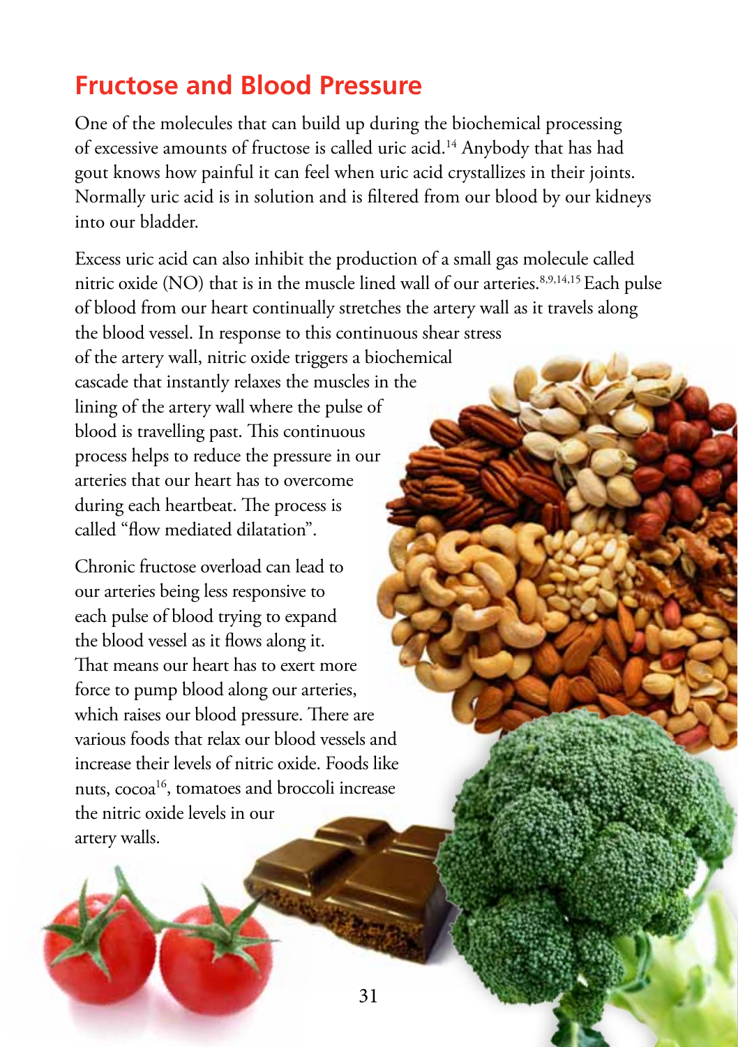## Fructose and Blood Pressure

One of the molecules that can build up during the biochemical processing of excessive amounts of fructose is called uric acid.[14] Anybody that has had gout knows how painful it can feel when uric acid crystallizes in their joints. Normally uric acid is in solution and is filtered from our blood by our kidneys into our bladder.

Excess uric acid can also inhibit the production of a small gas molecule called nitric oxide (NO) that is in the muscle lined wall of our arteries.[8,9,14,15] Each pulse of blood from our heart continually stretches the artery wall as it travels along the blood vessel. In response to this continuous shear stress of the artery wall, nitric oxide triggers a biochemical cascade that instantly relaxes the muscles in the lining of the artery wall where the pulse of blood is travelling past. This continuous process helps to reduce the pressure in our arteries that our heart has to overcome during each heartbeat. The process is called "flow mediated dilatation".

Chronic fructose overload can lead to our arteries being less responsive to each pulse of blood trying to expand the blood vessel as it flows along it. That means our heart has to exert more force to pump blood along our arteries, which raises our blood pressure. There are various foods that relax our blood vessels and increase their levels of nitric oxide. Foods like nuts, cocoa[16], tomatoes and broccoli increase the nitric oxide levels in our artery walls.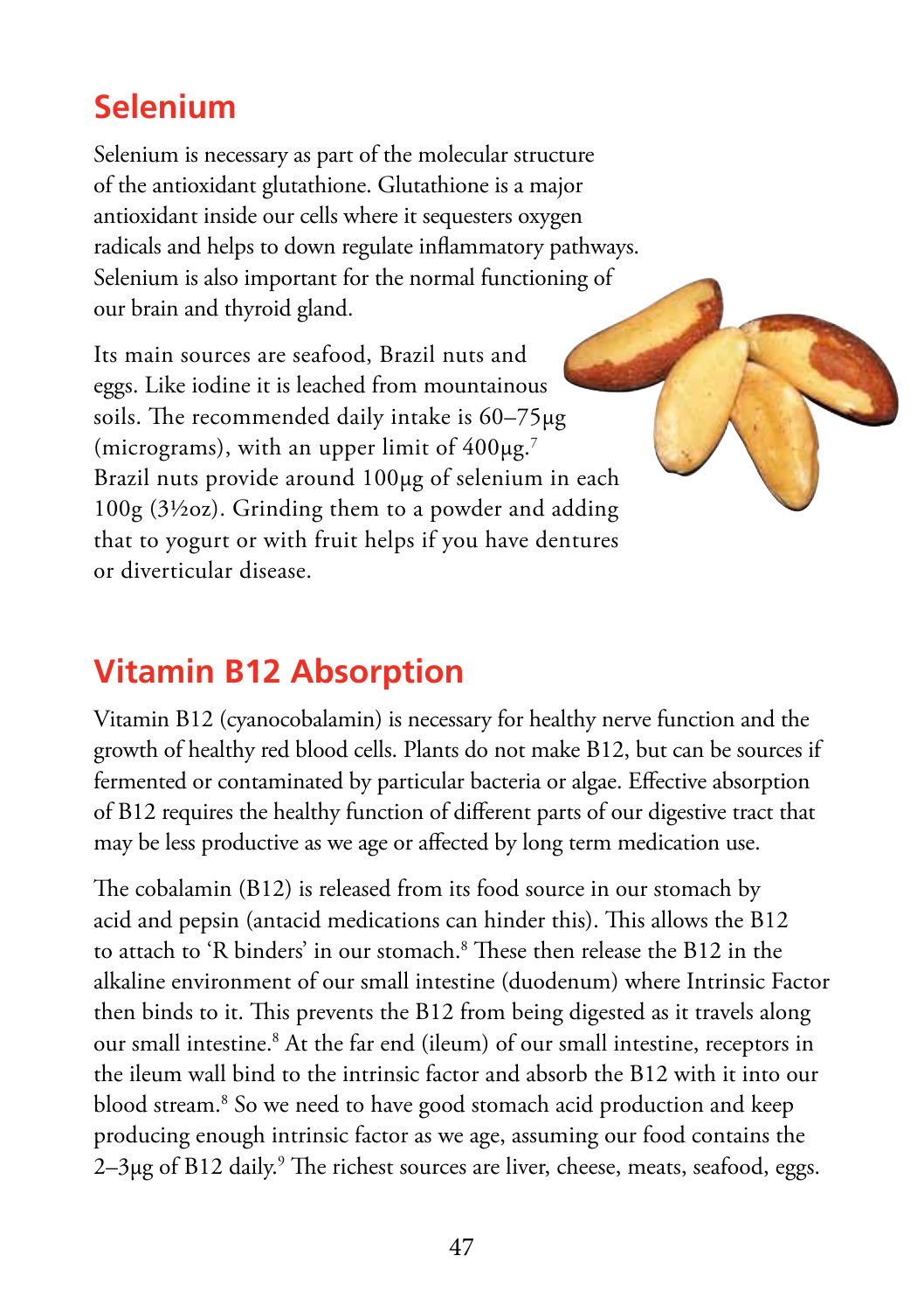## Selenium

Selenium is necessary as part of the molecular structure of the antioxidant glutathione. Glutathione is a major antioxidant inside our cells where it sequesters oxygen radicals and helps to down regulate inflammatory pathways. Selenium is also important for the normal functioning of our brain and thyroid gland.

Its main sources are seafood, Brazil nuts and eggs. Like iodine it is leached from mountainous soils. The recommended daily intake is 60–75μg (micrograms), with an upper limit of 400μg.[7] Brazil nuts provide around 100μg of selenium in each 100g (3½oz). Grinding them to a powder and adding that to yogurt or with fruit helps if you have dentures or diverticular disease.

## Vitamin B12 Absorption

Vitamin B12 (cyanocobalamin) is necessary for healthy nerve function and the growth of healthy red blood cells. Plants do not make B12, but can be sources if fermented or contaminated by particular bacteria or algae. Effective absorption of B12 requires the healthy function of different parts of our digestive tract that may be less productive as we age or affected by long term medication use.

The cobalamin (B12) is released from its food source in our stomach by acid and pepsin (antacid medications can hinder this). This allows the B12 to attach to 'R binders' in our stomach.[8] These then release the B12 in the alkaline environment of our small intestine (duodenum) where Intrinsic Factor then binds to it. This prevents the B12 from being digested as it travels along our small intestine.[8] At the far end (ileum) of our small intestine, receptors in the ileum wall bind to the intrinsic factor and absorb the B12 with it into our blood stream.[8] So we need to have good stomach acid production and keep producing enough intrinsic factor as we age, assuming our food contains the 2–3μg of B12 daily.[9] The richest sources are liver, cheese, meats, seafood, eggs.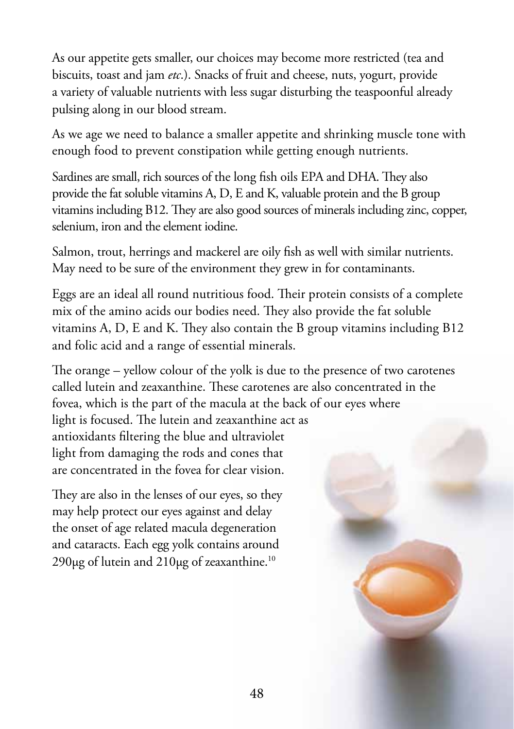As our appetite gets smaller, our choices may become more restricted (tea and biscuits, toast and jam *etc*.). Snacks of fruit and cheese, nuts, yogurt, provide a variety of valuable nutrients with less sugar disturbing the teaspoonful already pulsing along in our blood stream.

As we age we need to balance a smaller appetite and shrinking muscle tone with enough food to prevent constipation while getting enough nutrients.

Sardines are small, rich sources of the long fish oils EPA and DHA. They also provide the fat soluble vitamins A, D, E and K, valuable protein and the B group vitamins including B12. They are also good sources of minerals including zinc, copper, selenium, iron and the element iodine.

Salmon, trout, herrings and mackerel are oily fish as well with similar nutrients. May need to be sure of the environment they grew in for contaminants.

Eggs are an ideal all round nutritious food. Their protein consists of a complete mix of the amino acids our bodies need. They also provide the fat soluble vitamins A, D, E and K. They also contain the B group vitamins including B12 and folic acid and a range of essential minerals.

The orange – yellow colour of the yolk is due to the presence of two carotenes called lutein and zeaxanthine. These carotenes are also concentrated in the fovea, which is the part of the macula at the back of our eyes where light is focused. The lutein and zeaxanthine act as antioxidants filtering the blue and ultraviolet light from damaging the rods and cones that are concentrated in the fovea for clear vision.

They are also in the lenses of our eyes, so they may help protect our eyes against and delay the onset of age related macula degeneration and cataracts. Each egg yolk contains around 290μg of lutein and 210μg of zeaxanthine.[10]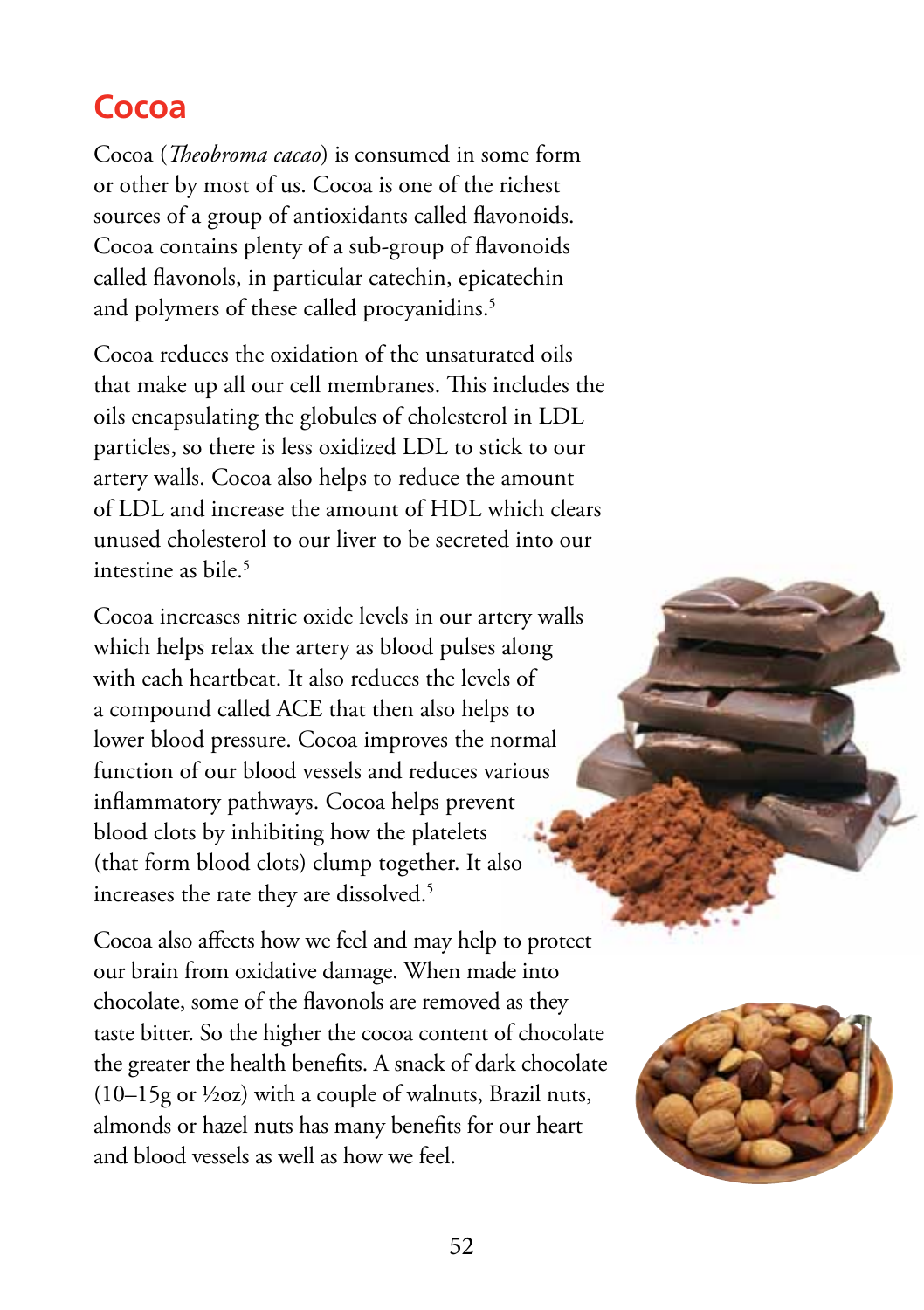# Cocoa

Cocoa (*Theobroma cacao*) is consumed in some form or other by most of us. Cocoa is one of the richest sources of a group of antioxidants called flavonoids. Cocoa contains plenty of a sub-group of flavonoids called flavonols, in particular catechin, epicatechin and polymers of these called procyanidins.[5]

Cocoa reduces the oxidation of the unsaturated oils that make up all our cell membranes. This includes the oils encapsulating the globules of cholesterol in LDL particles, so there is less oxidized LDL to stick to our artery walls. Cocoa also helps to reduce the amount of LDL and increase the amount of HDL which clears unused cholesterol to our liver to be secreted into our intestine as bile.[5]

Cocoa increases nitric oxide levels in our artery walls which helps relax the artery as blood pulses along with each heartbeat. It also reduces the levels of a compound called ACE that then also helps to lower blood pressure. Cocoa improves the normal function of our blood vessels and reduces various inflammatory pathways. Cocoa helps prevent blood clots by inhibiting how the platelets (that form blood clots) clump together. It also increases the rate they are dissolved.[5]

Cocoa also affects how we feel and may help to protect our brain from oxidative damage. When made into chocolate, some of the flavonols are removed as they taste bitter. So the higher the cocoa content of chocolate the greater the health benefits. A snack of dark chocolate (10–15g or ½oz) with a couple of walnuts, Brazil nuts, almonds or hazel nuts has many benefits for our heart and blood vessels as well as how we feel.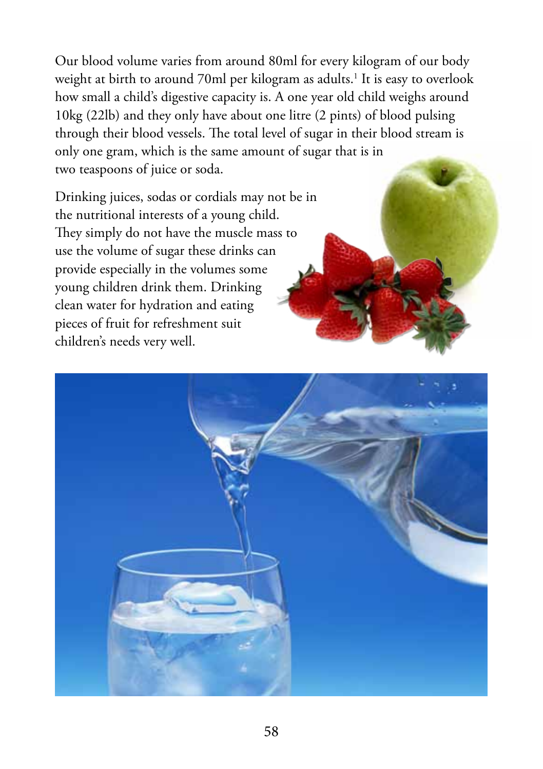Our blood volume varies from around 80ml for every kilogram of our body weight at birth to around 70ml per kilogram as adults.[1] It is easy to overlook how small a child's digestive capacity is. A one year old child weighs around 10kg (22lb) and they only have about one litre (2 pints) of blood pulsing through their blood vessels. The total level of sugar in their blood stream is only one gram, which is the same amount of sugar that is in two teaspoons of juice or soda.

Drinking juices, sodas or cordials may not be in the nutritional interests of a young child. They simply do not have the muscle mass to use the volume of sugar these drinks can provide especially in the volumes some young children drink them. Drinking clean water for hydration and eating pieces of fruit for refreshment suit children's needs very well.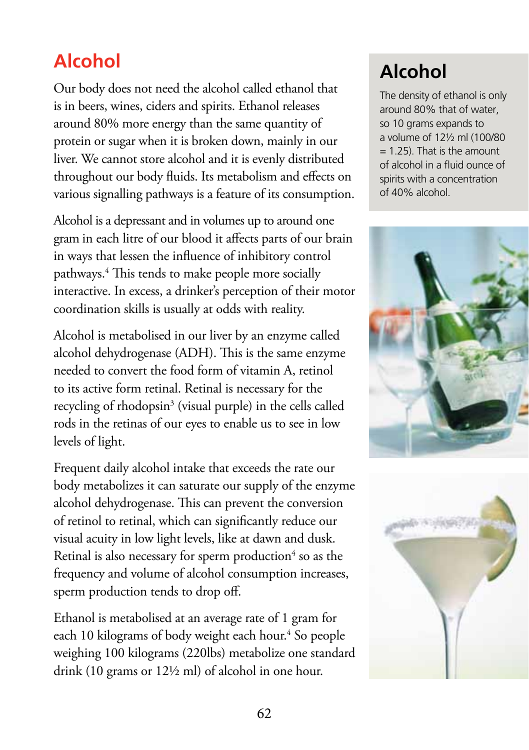# Alcohol

Our body does not need the alcohol called ethanol that is in beers, wines, ciders and spirits. Ethanol releases around 80% more energy than the same quantity of protein or sugar when it is broken down, mainly in our liver. We cannot store alcohol and it is evenly distributed throughout our body fluids. Its metabolism and effects on various signalling pathways is a feature of its consumption.

Alcohol is a depressant and in volumes up to around one gram in each litre of our blood it affects parts of our brain in ways that lessen the influence of inhibitory control pathways.[4] This tends to make people more socially interactive. In excess, a drinker's perception of their motor coordination skills is usually at odds with reality.

Alcohol is metabolised in our liver by an enzyme called alcohol dehydrogenase (ADH). This is the same enzyme needed to convert the food form of vitamin A, retinol to its active form retinal. Retinal is necessary for the recycling of rhodopsin[3] (visual purple) in the cells called rods in the retinas of our eyes to enable us to see in low levels of light.

Frequent daily alcohol intake that exceeds the rate our body metabolizes it can saturate our supply of the enzyme alcohol dehydrogenase. This can prevent the conversion of retinol to retinal, which can significantly reduce our visual acuity in low light levels, like at dawn and dusk. Retinal is also necessary for sperm production[4] so as the frequency and volume of alcohol consumption increases, sperm production tends to drop off.

Ethanol is metabolised at an average rate of 1 gram for each 10 kilograms of body weight each hour.[4] So people weighing 100 kilograms (220lbs) metabolize one standard drink (10 grams or 12½ ml) of alcohol in one hour.

## Alcohol

The density of ethanol is only around 80% that of water, so 10 grams expands to a volume of 12½ ml (100/80 = 1.25). That is the amount of alcohol in a fluid ounce of spirits with a concentration of 40% alcohol.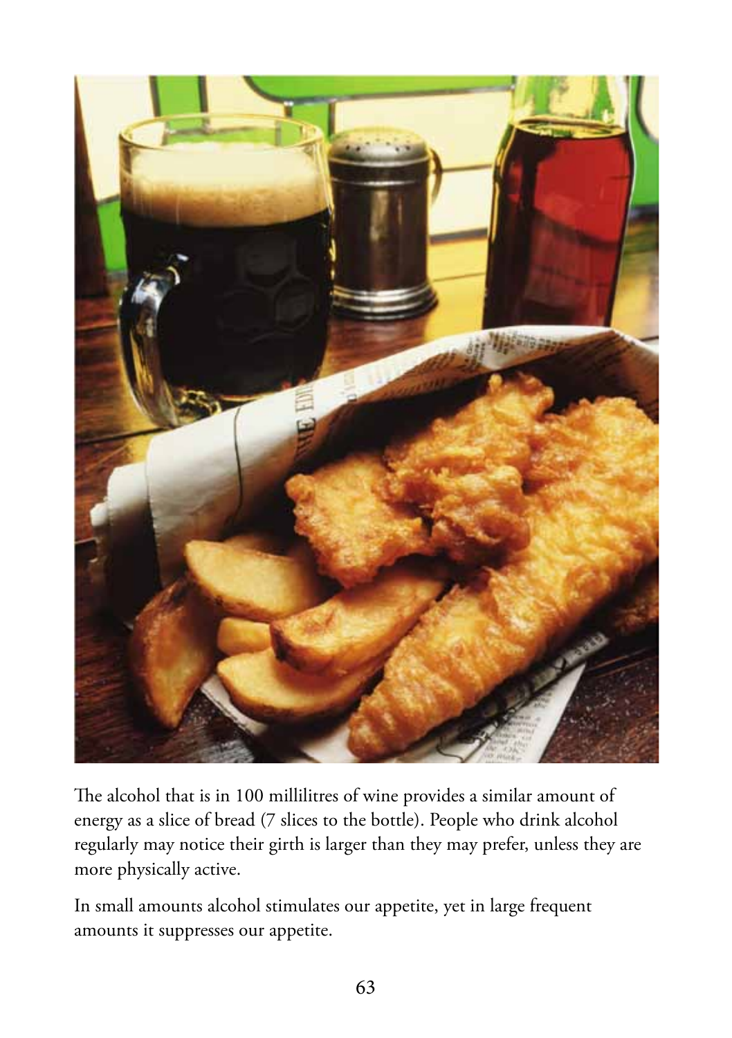The alcohol that is in 100 millilitres of wine provides a similar amount of energy as a slice of bread (7 slices to the bottle). People who drink alcohol regularly may notice their girth is larger than they may prefer, unless they are more physically active.

In small amounts alcohol stimulates our appetite, yet in large frequent amounts it suppresses our appetite.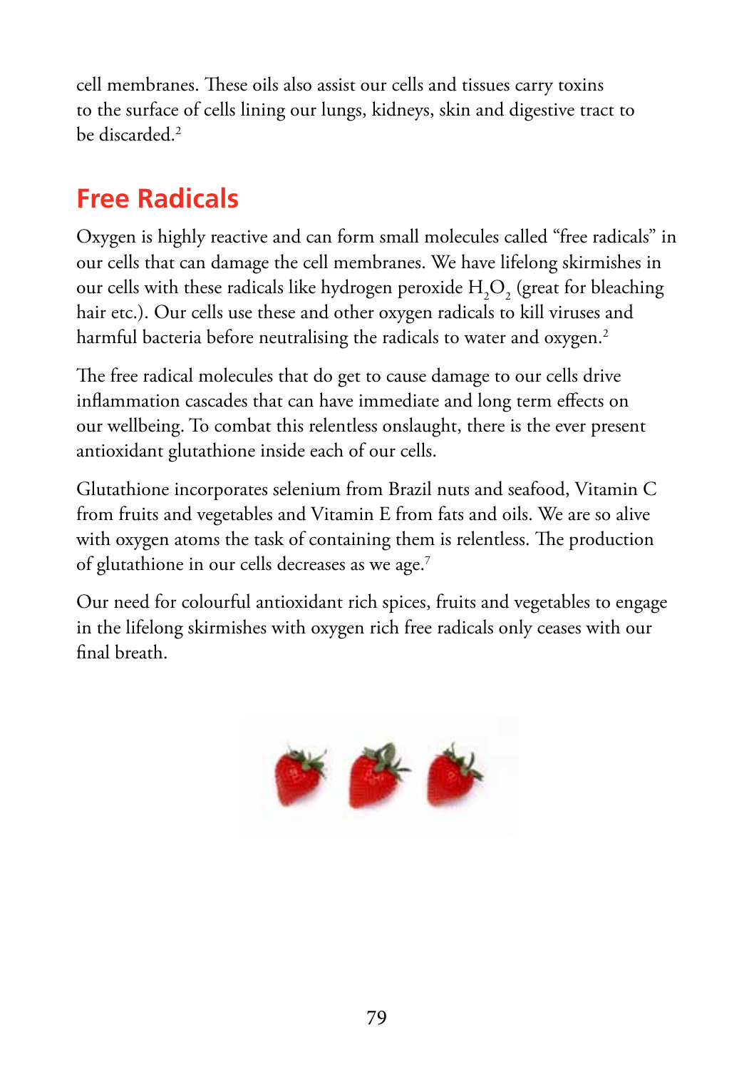cell membranes. These oils also assist our cells and tissues carry toxins to the surface of cells lining our lungs, kidneys, skin and digestive tract to be discarded.[2]

## Free Radicals

Oxygen is highly reactive and can form small molecules called "free radicals" in our cells that can damage the cell membranes. We have lifelong skirmishes in our cells with these radicals like hydrogen peroxide $H_2O_2$ (great for bleaching hair etc.). Our cells use these and other oxygen radicals to kill viruses and harmful bacteria before neutralising the radicals to water and oxygen.[2]

The free radical molecules that do get to cause damage to our cells drive inflammation cascades that can have immediate and long term effects on our wellbeing. To combat this relentless onslaught, there is the ever present antioxidant glutathione inside each of our cells.

Glutathione incorporates selenium from Brazil nuts and seafood, Vitamin C from fruits and vegetables and Vitamin E from fats and oils. We are so alive with oxygen atoms the task of containing them is relentless. The production of glutathione in our cells decreases as we age.[7]

Our need for colourful antioxidant rich spices, fruits and vegetables to engage in the lifelong skirmishes with oxygen rich free radicals only ceases with our final breath.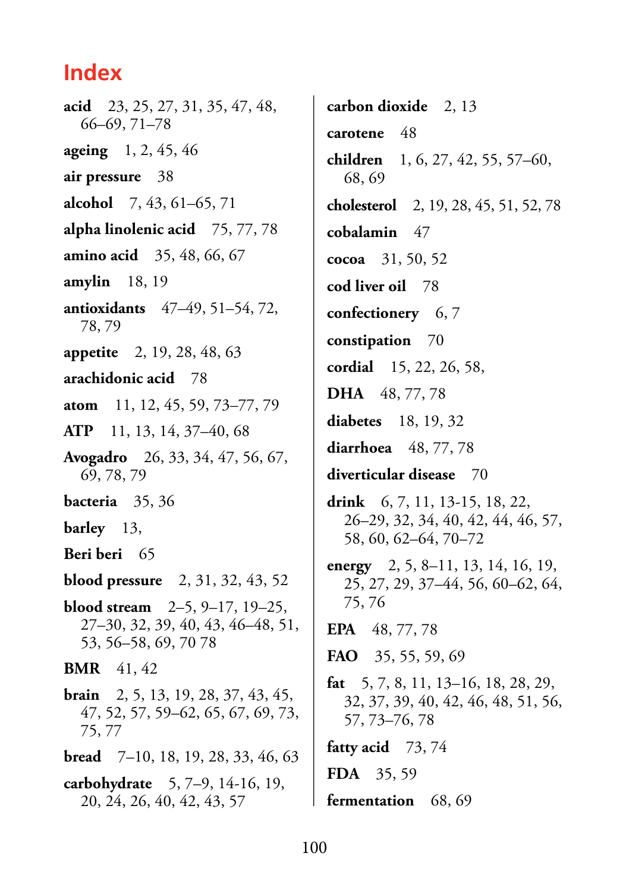# Index

**acid** 23, 25, 27, 31, 35, 47, 48, 66–69, 71–78

**ageing** 1, 2, 45, 46

**air pressure** 38

**alcohol** 7, 43, 61–65, 71

**alpha linolenic acid** 75, 77, 78

**amino acid** 35, 48, 66, 67

**amylin** 18, 19

**antioxidants** 47–49, 51–54, 72, 78, 79

**appetite** 2, 19, 28, 48, 63

**arachidonic acid** 78

**atom** 11, 12, 45, 59, 73–77, 79

**ATP** 11, 13, 14, 37–40, 68

**Avogadro** 26, 33, 34, 47, 56, 67, 69, 78, 79

**bacteria** 35, 36

**barley** 13,

**Beri beri** 65

**blood pressure** 2, 31, 32, 43, 52

**blood stream** 2–5, 9–17, 19–25, 27–30, 32, 39, 40, 43, 46–48, 51, 53, 56–58, 69, 70 78

**BMR** 41, 42

**brain** 2, 5, 13, 19, 28, 37, 43, 45, 47, 52, 57, 59–62, 65, 67, 69, 73, 75, 77

**bread** 7–10, 18, 19, 28, 33, 46, 63

**carbohydrate** 5, 7–9, 14-16, 19, 20, 24, 26, 40, 42, 43, 57

**carbon dioxide** 2, 13

**carotene** 48

**children** 1, 6, 27, 42, 55, 57–60, 68, 69

**cholesterol** 2, 19, 28, 45, 51, 52, 78

**cobalamin** 47

**cocoa** 31, 50, 52

**cod liver oil** 78

**confectionery** 6, 7

**constipation** 70

**cordial** 15, 22, 26, 58,

**DHA** 48, 77, 78

**diabetes** 18, 19, 32

**diarrhoea** 48, 77, 78

**diverticular disease** 70

**drink** 6, 7, 11, 13-15, 18, 22, 26–29, 32, 34, 40, 42, 44, 46, 57, 58, 60, 62–64, 70–72

**energy** 2, 5, 8–11, 13, 14, 16, 19, 25, 27, 29, 37–44, 56, 60–62, 64, 75, 76

**EPA** 48, 77, 78

**FAO** 35, 55, 59, 69

**fat** 5, 7, 8, 11, 13–16, 18, 28, 29, 32, 37, 39, 40, 42, 46, 48, 51, 56, 57, 73–76, 78

**fatty acid** 73, 74

**FDA** 35, 59

**fermentation** 68, 69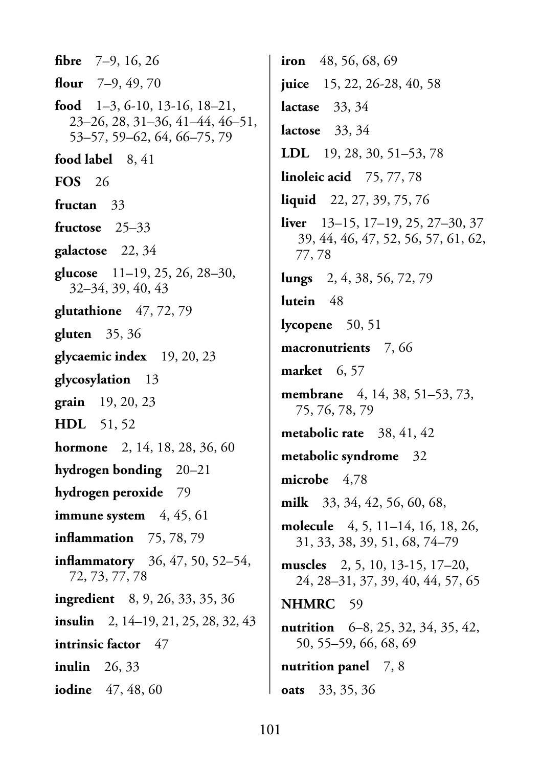**fibre** 7–9, 16, 26

**flour** 7–9, 49, 70

**food** 1–3, 6-10, 13-16, 18–21, 23–26, 28, 31–36, 41–44, 46–51, 53–57, 59–62, 64, 66–75, 79

**food label** 8, 41

**FOS** 26

**fructan** 33

**fructose** 25–33

**galactose** 22, 34

**glucose** 11–19, 25, 26, 28–30, 32–34, 39, 40, 43

**glutathione** 47, 72, 79

**gluten** 35, 36

**glycaemic index** 19, 20, 23

**glycosylation** 13

**grain** 19, 20, 23

**HDL** 51, 52

**hormone** 2, 14, 18, 28, 36, 60

**hydrogen bonding** 20–21

**hydrogen peroxide** 79

**immune system** 4, 45, 61

**inflammation** 75, 78, 79

**inflammatory** 36, 47, 50, 52–54, 72, 73, 77, 78

**ingredient** 8, 9, 26, 33, 35, 36

**insulin** 2, 14–19, 21, 25, 28, 32, 43

**intrinsic factor** 47

**inulin** 26, 33

**iodine** 47, 48, 60

**iron** 48, 56, 68, 69

**juice** 15, 22, 26-28, 40, 58

**lactase** 33, 34

**lactose** 33, 34

**LDL** 19, 28, 30, 51–53, 78

**linoleic acid** 75, 77, 78

**liquid** 22, 27, 39, 75, 76

**liver** 13–15, 17–19, 25, 27–30, 37 39, 44, 46, 47, 52, 56, 57, 61, 62, 77, 78

**lungs** 2, 4, 38, 56, 72, 79

**lutein** 48

**lycopene** 50, 51

**macronutrients** 7, 66

**market** 6, 57

**membrane** 4, 14, 38, 51–53, 73, 75, 76, 78, 79

**metabolic rate** 38, 41, 42

**metabolic syndrome** 32

**microbe** 4,78

**milk** 33, 34, 42, 56, 60, 68,

**molecule** 4, 5, 11–14, 16, 18, 26, 31, 33, 38, 39, 51, 68, 74–79

**muscles** 2, 5, 10, 13-15, 17–20, 24, 28–31, 37, 39, 40, 44, 57, 65

**NHMRC** 59

**nutrition** 6–8, 25, 32, 34, 35, 42, 50, 55–59, 66, 68, 69

**nutrition panel** 7, 8

**oats** 33, 35, 36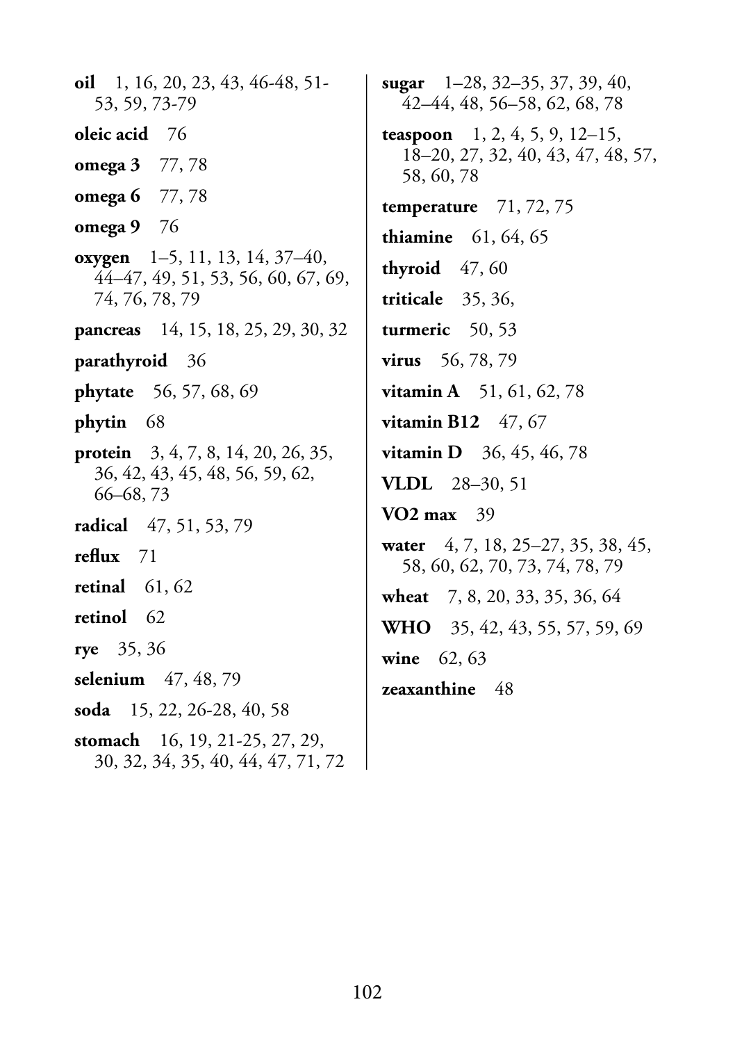**oil** 1, 16, 20, 23, 43, 46-48, 51-53, 59, 73-79

**oleic acid** 76

**omega 3** 77, 78

**omega 6** 77, 78

**omega 9** 76

**oxygen** 1–5, 11, 13, 14, 37–40, 44–47, 49, 51, 53, 56, 60, 67, 69, 74, 76, 78, 79

**pancreas** 14, 15, 18, 25, 29, 30, 32

**parathyroid** 36

**phytate** 56, 57, 68, 69

**phytin** 68

**protein** 3, 4, 7, 8, 14, 20, 26, 35, 36, 42, 43, 45, 48, 56, 59, 62, 66–68, 73

**radical** 47, 51, 53, 79

**reflux** 71

**retinal** 61, 62

**retinol** 62

**rye** 35, 36

**selenium** 47, 48, 79

**soda** 15, 22, 26-28, 40, 58

**stomach** 16, 19, 21-25, 27, 29, 30, 32, 34, 35, 40, 44, 47, 71, 72

**sugar** 1–28, 32–35, 37, 39, 40, 42–44, 48, 56–58, 62, 68, 78

**teaspoon** 1, 2, 4, 5, 9, 12–15, 18–20, 27, 32, 40, 43, 47, 48, 57, 58, 60, 78

**temperature** 71, 72, 75

**thiamine** 61, 64, 65

**thyroid** 47, 60

**triticale** 35, 36,

**turmeric** 50, 53

**virus** 56, 78, 79

**vitamin A** 51, 61, 62, 78

**vitamin B12** 47, 67

**vitamin D** 36, 45, 46, 78

**VLDL** 28–30, 51

**VO2 max** 39

**water** 4, 7, 18, 25–27, 35, 38, 45, 58, 60, 62, 70, 73, 74, 78, 79

**wheat** 7, 8, 20, 33, 35, 36, 64

**WHO** 35, 42, 43, 55, 57, 59, 69

**wine** 62, 63

**zeaxanthine** 48